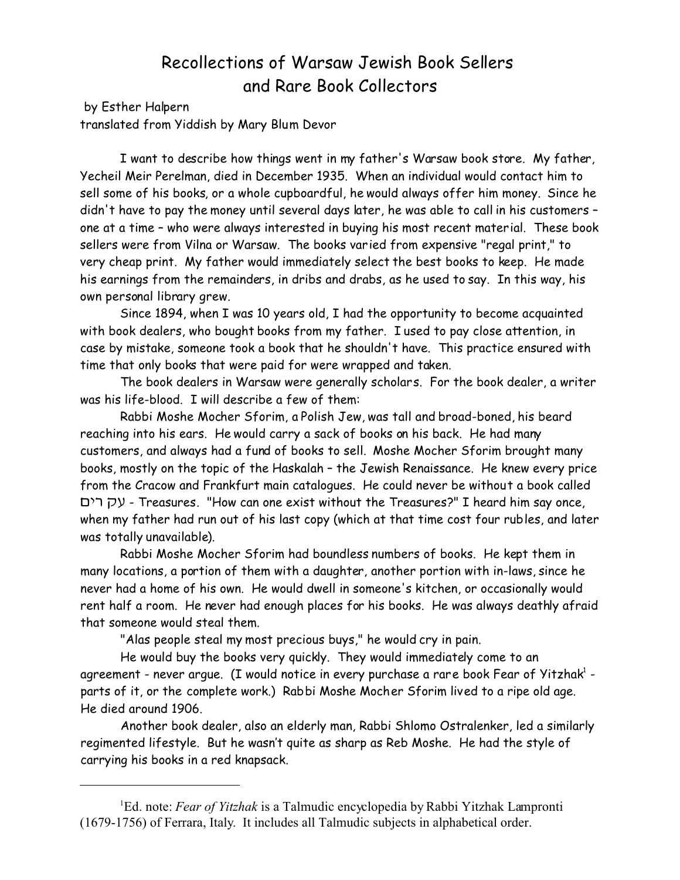# Recollections of Warsaw Jewish Book Sellers and Rare Book Collectors

by Esther Halpern
translated from Yiddish by Mary Blum Devor

I want to describe how things went in my father's Warsaw book store. My father, Yecheil Meir Perelman, died in December 1935. When an individual would contact him to sell some of his books, or a whole cupboardful, he would always offer him money. Since he didn't have to pay the money until several days later, he was able to call in his customers – one at a time – who were always interested in buying his most recent material. These book sellers were from Vilna or Warsaw. The books varied from expensive "regal print," to very cheap print. My father would immediately select the best books to keep. He made his earnings from the remainders, in dribs and drabs, as he used to say. In this way, his own personal library grew.

Since 1894, when I was 10 years old, I had the opportunity to become acquainted with book dealers, who bought books from my father. I used to pay close attention, in case by mistake, someone took a book that he shouldn't have. This practice ensured with time that only books that were paid for were wrapped and taken.

The book dealers in Warsaw were generally scholars. For the book dealer, a writer was his life-blood. I will describe a few of them:

Rabbi Moshe Mocher Sforim, a Polish Jew, was tall and broad-boned, his beard reaching into his ears. He would carry a sack of books on his back. He had many customers, and always had a fund of books to sell. Moshe Mocher Sforim brought many books, mostly on the topic of the Haskalah – the Jewish Renaissance. He knew every price from the Cracow and Frankfurt main catalogues. He could never be without a book called עק רים - Treasures. "How can one exist without the Treasures?" I heard him say once, when my father had run out of his last copy (which at that time cost four rubles, and later was totally unavailable).

Rabbi Moshe Mocher Sforim had boundless numbers of books. He kept them in many locations, a portion of them with a daughter, another portion with in-laws, since he never had a home of his own. He would dwell in someone's kitchen, or occasionally would rent half a room. He never had enough places for his books. He was always deathly afraid that someone would steal them.

"Alas people steal my most precious buys," he would cry in pain.

He would buy the books very quickly. They would immediately come to an agreement - never argue. (I would notice in every purchase a rare book Fear of Yitzhak[1] - parts of it, or the complete work.) Rabbi Moshe Mocher Sforim lived to a ripe old age. He died around 1906.

Another book dealer, also an elderly man, Rabbi Shlomo Ostralenker, led a similarly regimented lifestyle. But he wasn't quite as sharp as Reb Moshe. He had the style of carrying his books in a red knapsack.

---

[1] Ed. note: *Fear of Yitzhak* is a Talmudic encyclopedia by Rabbi Yitzhak Lampronti (1679-1756) of Ferrara, Italy. It includes all Talmudic subjects in alphabetical order.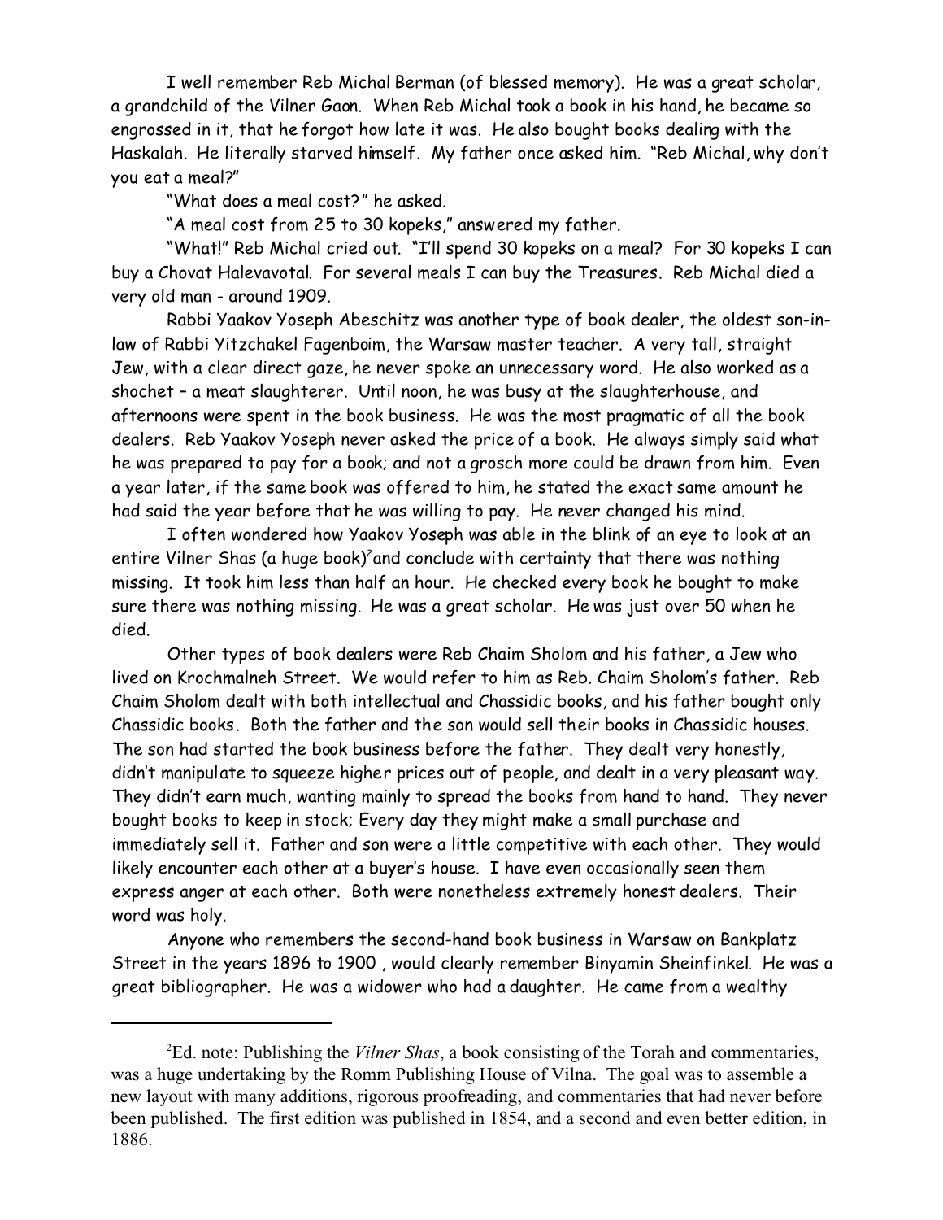I well remember Reb Michal Berman (of blessed memory). He was a great scholar, a grandchild of the Vilner Gaon. When Reb Michal took a book in his hand, he became so engrossed in it, that he forgot how late it was. He also bought books dealing with the Haskalah. He literally starved himself. My father once asked him. "Reb Michal, why don't you eat a meal?"

"What does a meal cost?" he asked.

"A meal cost from 25 to 30 kopeks," answered my father.

"What!" Reb Michal cried out. "I'll spend 30 kopeks on a meal? For 30 kopeks I can buy a Chovat Halevavotal. For several meals I can buy the Treasures. Reb Michal died a very old man - around 1909.

Rabbi Yaakov Yoseph Abeschitz was another type of book dealer, the oldest son-in-law of Rabbi Yitzchakel Fagenboim, the Warsaw master teacher. A very tall, straight Jew, with a clear direct gaze, he never spoke an unnecessary word. He also worked as a shochet – a meat slaughterer. Until noon, he was busy at the slaughterhouse, and afternoons were spent in the book business. He was the most pragmatic of all the book dealers. Reb Yaakov Yoseph never asked the price of a book. He always simply said what he was prepared to pay for a book; and not a grosch more could be drawn from him. Even a year later, if the same book was offered to him, he stated the exact same amount he had said the year before that he was willing to pay. He never changed his mind.

I often wondered how Yaakov Yoseph was able in the blink of an eye to look at an entire Vilner Shas (a huge book)[2] and conclude with certainty that there was nothing missing. It took him less than half an hour. He checked every book he bought to make sure there was nothing missing. He was a great scholar. He was just over 50 when he died.

Other types of book dealers were Reb Chaim Sholom and his father, a Jew who lived on Krochmalneh Street. We would refer to him as Reb. Chaim Sholom's father. Reb Chaim Sholom dealt with both intellectual and Chassidic books, and his father bought only Chassidic books. Both the father and the son would sell their books in Chassidic houses. The son had started the book business before the father. They dealt very honestly, didn't manipulate to squeeze higher prices out of people, and dealt in a very pleasant way. They didn't earn much, wanting mainly to spread the books from hand to hand. They never bought books to keep in stock; Every day they might make a small purchase and immediately sell it. Father and son were a little competitive with each other. They would likely encounter each other at a buyer's house. I have even occasionally seen them express anger at each other. Both were nonetheless extremely honest dealers. Their word was holy.

Anyone who remembers the second-hand book business in Warsaw on Bankplatz Street in the years 1896 to 1900 , would clearly remember Binyamin Sheinfinkel. He was a great bibliographer. He was a widower who had a daughter. He came from a wealthy

---

[2] Ed. note: Publishing the *Vilner Shas*, a book consisting of the Torah and commentaries, was a huge undertaking by the Romm Publishing House of Vilna. The goal was to assemble a new layout with many additions, rigorous proofreading, and commentaries that had never before been published. The first edition was published in 1854, and a second and even better edition, in 1886.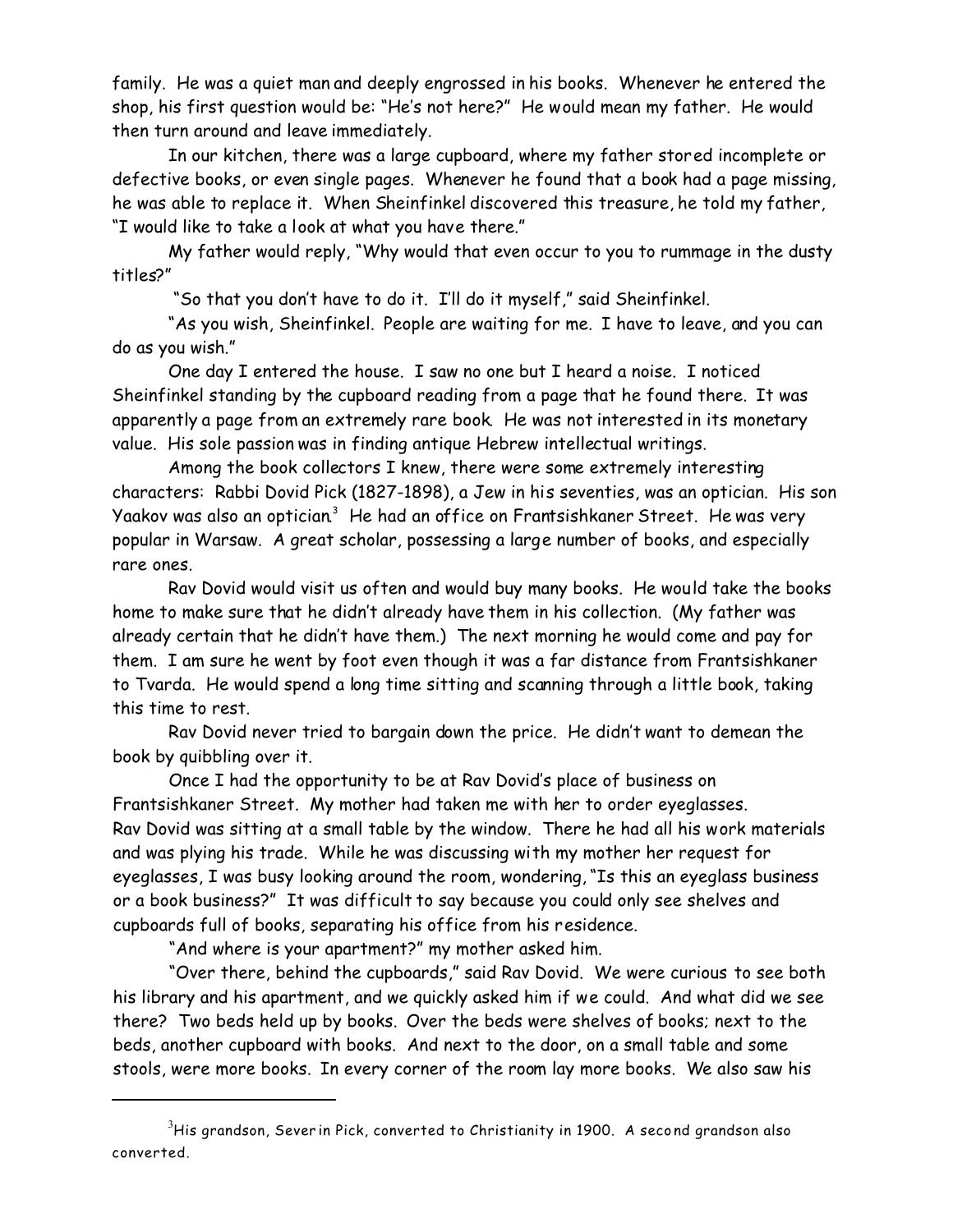family. He was a quiet man and deeply engrossed in his books. Whenever he entered the shop, his first question would be: "He's not here?" He would mean my father. He would then turn around and leave immediately.

In our kitchen, there was a large cupboard, where my father stored incomplete or defective books, or even single pages. Whenever he found that a book had a page missing, he was able to replace it. When Sheinfinkel discovered this treasure, he told my father, "I would like to take a look at what you have there."

My father would reply, "Why would that even occur to you to rummage in the dusty titles?"

"So that you don't have to do it. I'll do it myself," said Sheinfinkel.

"As you wish, Sheinfinkel. People are waiting for me. I have to leave, and you can do as you wish."

One day I entered the house. I saw no one but I heard a noise. I noticed Sheinfinkel standing by the cupboard reading from a page that he found there. It was apparently a page from an extremely rare book. He was not interested in its monetary value. His sole passion was in finding antique Hebrew intellectual writings.

Among the book collectors I knew, there were some extremely interesting characters: Rabbi Dovid Pick (1827-1898), a Jew in his seventies, was an optician. His son Yaakov was also an optician.[3] He had an office on Frantsishkaner Street. He was very popular in Warsaw. A great scholar, possessing a large number of books, and especially rare ones.

Rav Dovid would visit us often and would buy many books. He would take the books home to make sure that he didn't already have them in his collection. (My father was already certain that he didn't have them.) The next morning he would come and pay for them. I am sure he went by foot even though it was a far distance from Frantsishkaner to Tvarda. He would spend a long time sitting and scanning through a little book, taking this time to rest.

Rav Dovid never tried to bargain down the price. He didn't want to demean the book by quibbling over it.

Once I had the opportunity to be at Rav Dovid's place of business on Frantsishkaner Street. My mother had taken me with her to order eyeglasses. Rav Dovid was sitting at a small table by the window. There he had all his work materials and was plying his trade. While he was discussing with my mother her request for eyeglasses, I was busy looking around the room, wondering, "Is this an eyeglass business or a book business?" It was difficult to say because you could only see shelves and cupboards full of books, separating his office from his residence.

"And where is your apartment?" my mother asked him.

"Over there, behind the cupboards," said Rav Dovid. We were curious to see both his library and his apartment, and we quickly asked him if we could. And what did we see there? Two beds held up by books. Over the beds were shelves of books; next to the beds, another cupboard with books. And next to the door, on a small table and some stools, were more books. In every corner of the room lay more books. We also saw his

---

[3] His grandson, Severin Pick, converted to Christianity in 1900. A second grandson also converted.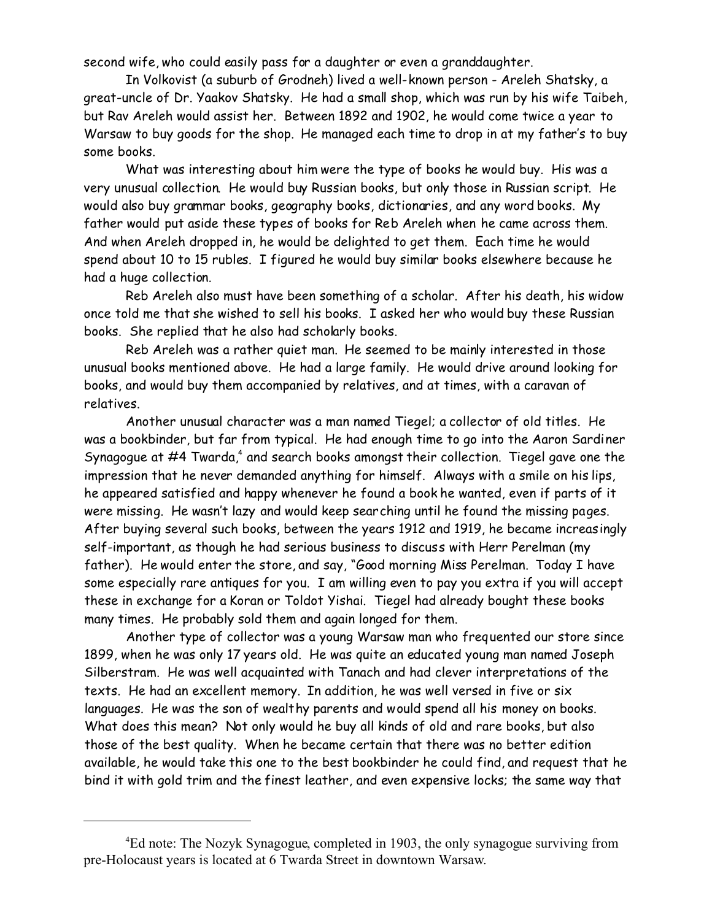second wife, who could easily pass for a daughter or even a granddaughter.

In Volkovist (a suburb of Grodneh) lived a well-known person - Areleh Shatsky, a great-uncle of Dr. Yaakov Shatsky. He had a small shop, which was run by his wife Taibeh, but Rav Areleh would assist her. Between 1892 and 1902, he would come twice a year to Warsaw to buy goods for the shop. He managed each time to drop in at my father's to buy some books.

What was interesting about him were the type of books he would buy. His was a very unusual collection. He would buy Russian books, but only those in Russian script. He would also buy grammar books, geography books, dictionaries, and any word books. My father would put aside these types of books for Reb Areleh when he came across them. And when Areleh dropped in, he would be delighted to get them. Each time he would spend about 10 to 15 rubles. I figured he would buy similar books elsewhere because he had a huge collection.

Reb Areleh also must have been something of a scholar. After his death, his widow once told me that she wished to sell his books. I asked her who would buy these Russian books. She replied that he also had scholarly books.

Reb Areleh was a rather quiet man. He seemed to be mainly interested in those unusual books mentioned above. He had a large family. He would drive around looking for books, and would buy them accompanied by relatives, and at times, with a caravan of relatives.

Another unusual character was a man named Tiegel; a collector of old titles. He was a bookbinder, but far from typical. He had enough time to go into the Aaron Sardiner Synagogue at #4 Twarda,[4] and search books amongst their collection. Tiegel gave one the impression that he never demanded anything for himself. Always with a smile on his lips, he appeared satisfied and happy whenever he found a book he wanted, even if parts of it were missing. He wasn't lazy and would keep searching until he found the missing pages. After buying several such books, between the years 1912 and 1919, he became increasingly self-important, as though he had serious business to discuss with Herr Perelman (my father). He would enter the store, and say, "Good morning Miss Perelman. Today I have some especially rare antiques for you. I am willing even to pay you extra if you will accept these in exchange for a Koran or Toldot Yishai. Tiegel had already bought these books many times. He probably sold them and again longed for them.

Another type of collector was a young Warsaw man who frequented our store since 1899, when he was only 17 years old. He was quite an educated young man named Joseph Silberstram. He was well acquainted with Tanach and had clever interpretations of the texts. He had an excellent memory. In addition, he was well versed in five or six languages. He was the son of wealthy parents and would spend all his money on books. What does this mean? Not only would he buy all kinds of old and rare books, but also those of the best quality. When he became certain that there was no better edition available, he would take this one to the best bookbinder he could find, and request that he bind it with gold trim and the finest leather, and even expensive locks; the same way that

[4]Ed note: The Nozyk Synagogue, completed in 1903, the only synagogue surviving from pre-Holocaust years is located at 6 Twarda Street in downtown Warsaw.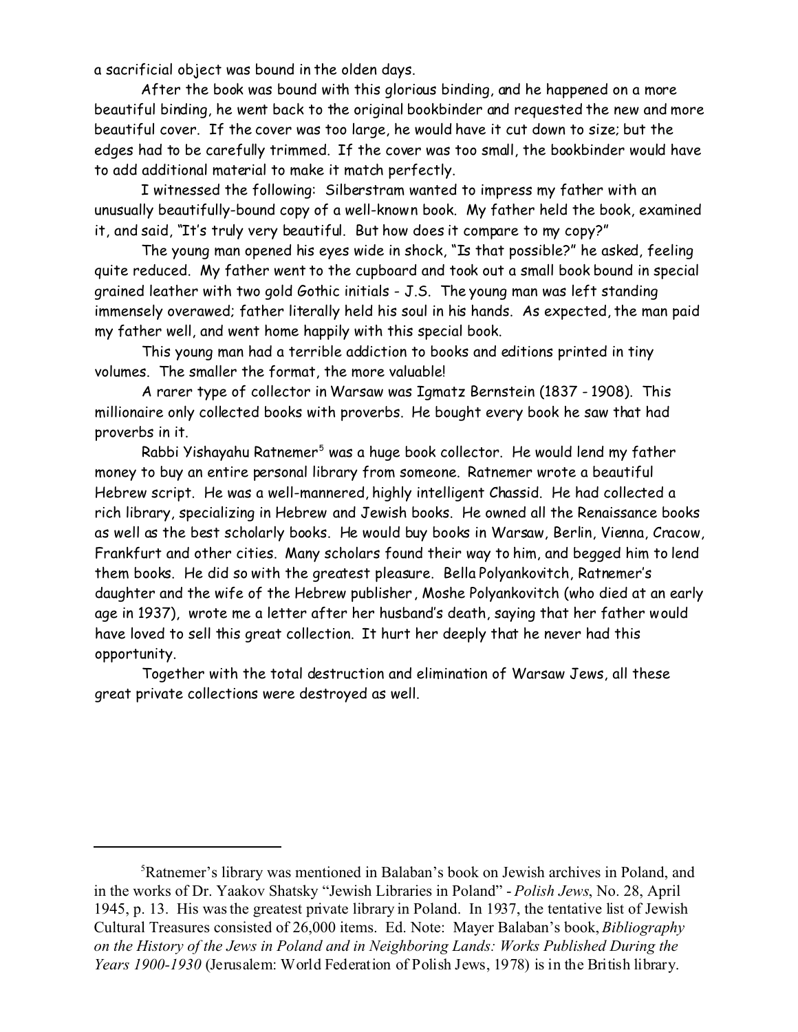a sacrificial object was bound in the olden days.

After the book was bound with this glorious binding, and he happened on a more beautiful binding, he went back to the original bookbinder and requested the new and more beautiful cover. If the cover was too large, he would have it cut down to size; but the edges had to be carefully trimmed. If the cover was too small, the bookbinder would have to add additional material to make it match perfectly.

I witnessed the following: Silberstram wanted to impress my father with an unusually beautifully-bound copy of a well-known book. My father held the book, examined it, and said, "It's truly very beautiful. But how does it compare to my copy?"

The young man opened his eyes wide in shock, "Is that possible?" he asked, feeling quite reduced. My father went to the cupboard and took out a small book bound in special grained leather with two gold Gothic initials - J.S. The young man was left standing immensely overawed; father literally held his soul in his hands. As expected, the man paid my father well, and went home happily with this special book.

This young man had a terrible addiction to books and editions printed in tiny volumes. The smaller the format, the more valuable!

A rarer type of collector in Warsaw was Igmatz Bernstein (1837 - 1908). This millionaire only collected books with proverbs. He bought every book he saw that had proverbs in it.

Rabbi Yishayahu Ratnemer[5] was a huge book collector. He would lend my father money to buy an entire personal library from someone. Ratnemer wrote a beautiful Hebrew script. He was a well-mannered, highly intelligent Chassid. He had collected a rich library, specializing in Hebrew and Jewish books. He owned all the Renaissance books as well as the best scholarly books. He would buy books in Warsaw, Berlin, Vienna, Cracow, Frankfurt and other cities. Many scholars found their way to him, and begged him to lend them books. He did so with the greatest pleasure. Bella Polyankovitch, Ratnemer's daughter and the wife of the Hebrew publisher, Moshe Polyankovitch (who died at an early age in 1937), wrote me a letter after her husband's death, saying that her father would have loved to sell this great collection. It hurt her deeply that he never had this opportunity.

Together with the total destruction and elimination of Warsaw Jews, all these great private collections were destroyed as well.

---

[5] Ratnemer's library was mentioned in Balaban's book on Jewish archives in Poland, and in the works of Dr. Yaakov Shatsky "Jewish Libraries in Poland" - *Polish Jews*, No. 28, April 1945, p. 13. His was the greatest private library in Poland. In 1937, the tentative list of Jewish Cultural Treasures consisted of 26,000 items. Ed. Note: Mayer Balaban's book, *Bibliography on the History of the Jews in Poland and in Neighboring Lands: Works Published During the Years 1900-1930* (Jerusalem: World Federation of Polish Jews, 1978) is in the British library.